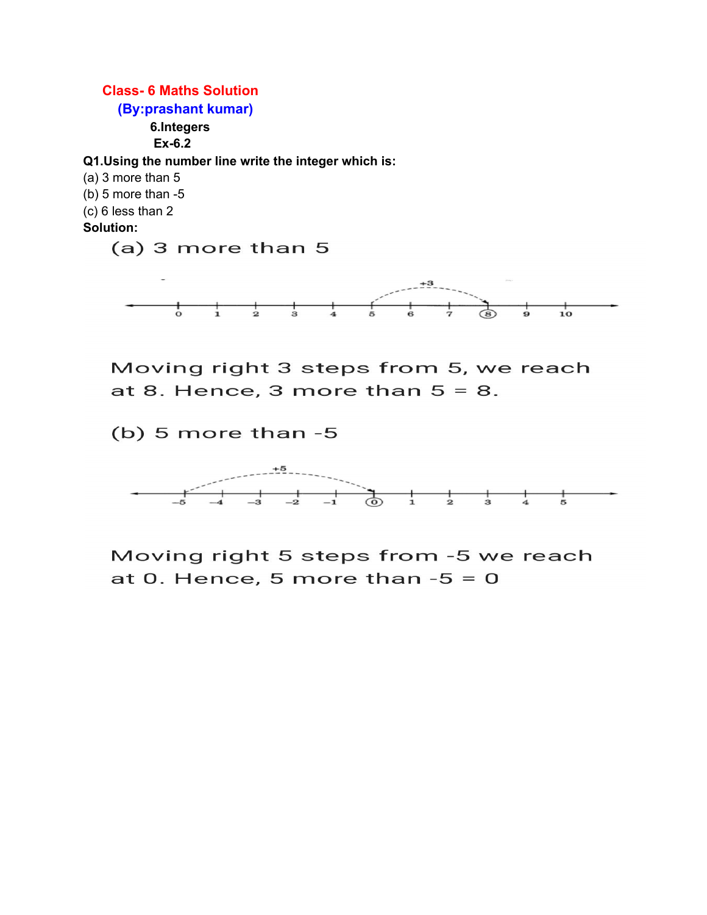**Class- 6 Maths Solution**

**(By:prashant kumar)**

**6.Integers**

**Ex-6.2**

**Q1.Using the number line write the integer which is:**

(a) 3 more than 5

(b) 5 more than -5

(c) 6 less than 2

**Solution:**

(a) 3 more than 5

Moving right 3 steps from 5, we reach at 8. Hence, 3 more than 5 = 8.

(b) 5 more than -5

Moving right 5 steps from -5 we reach at 0. Hence, 5 more than -5 = 0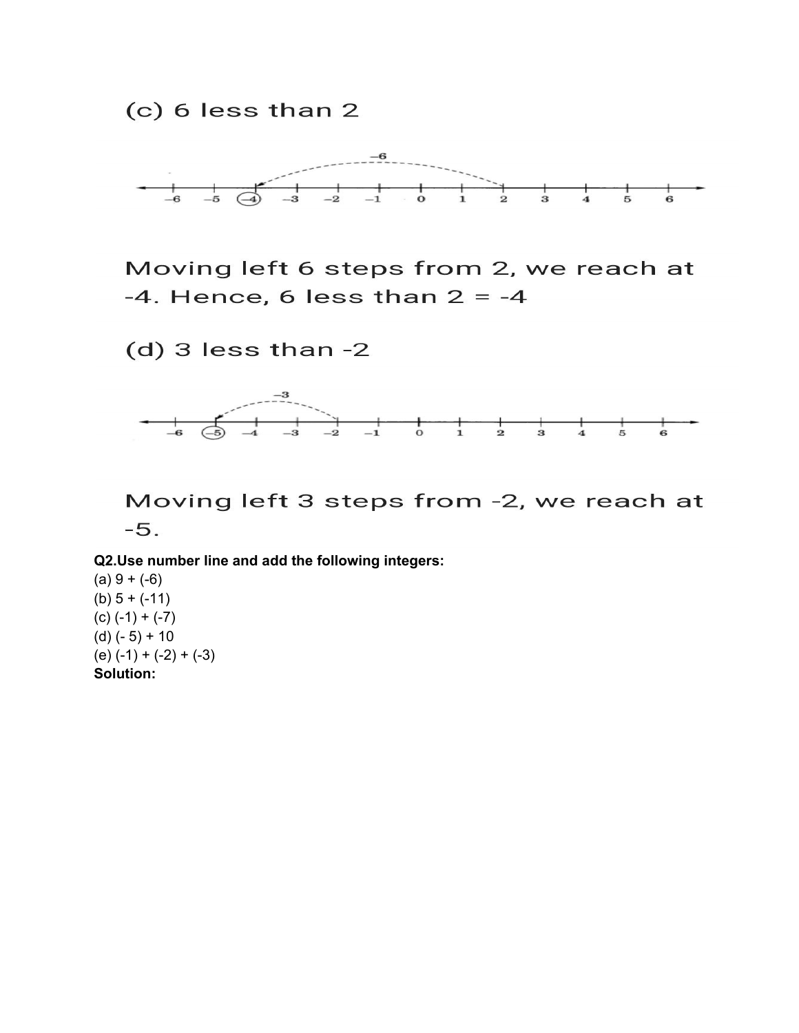(c) 6 less than 2

Moving left 6 steps from 2, we reach at -4. Hence, 6 less than 2 = -4

(d) 3 less than -2

Moving left 3 steps from -2, we reach at -5.

**Q2.Use number line and add the following integers:**

(a) 9 + (-6)

(b) 5 + (-11)

(c) (-1) + (-7)

(d) (- 5) + 10

(e) (-1) + (-2) + (-3)

**Solution:**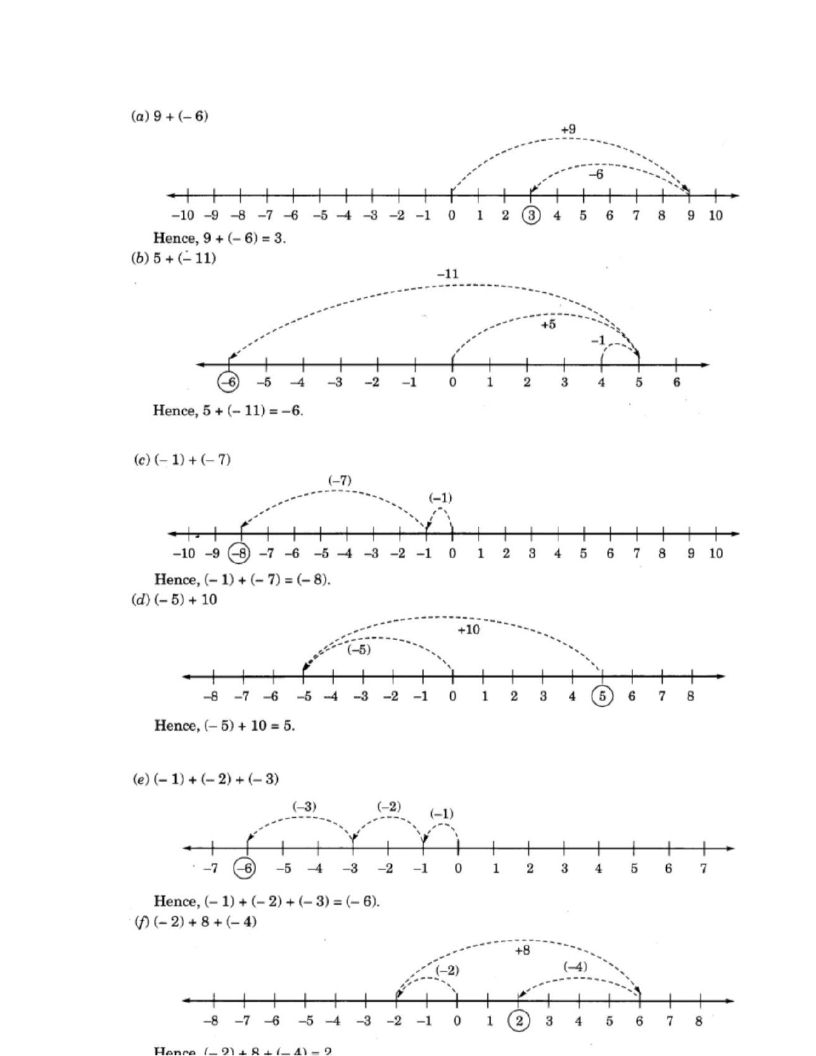(*a*) $9 + (-6)$

Hence, $9 + (-6) = 3$.

(*b*) $5 + (-11)$

Hence, $5 + (-11) = -6$.

(*c*) $(-1) + (-7)$

Hence, $(-1) + (-7) = (-8)$.

(*d*) $(-5) + 10$

Hence, $(-5) + 10 = 5$.

(*e*) $(-1) + (-2) + (-3)$

Hence, $(-1) + (-2) + (-3) = (-6)$.

(*f*) $(-2) + 8 + (-4)$

Hence, $(-2) + 8 + (-4) = 2$.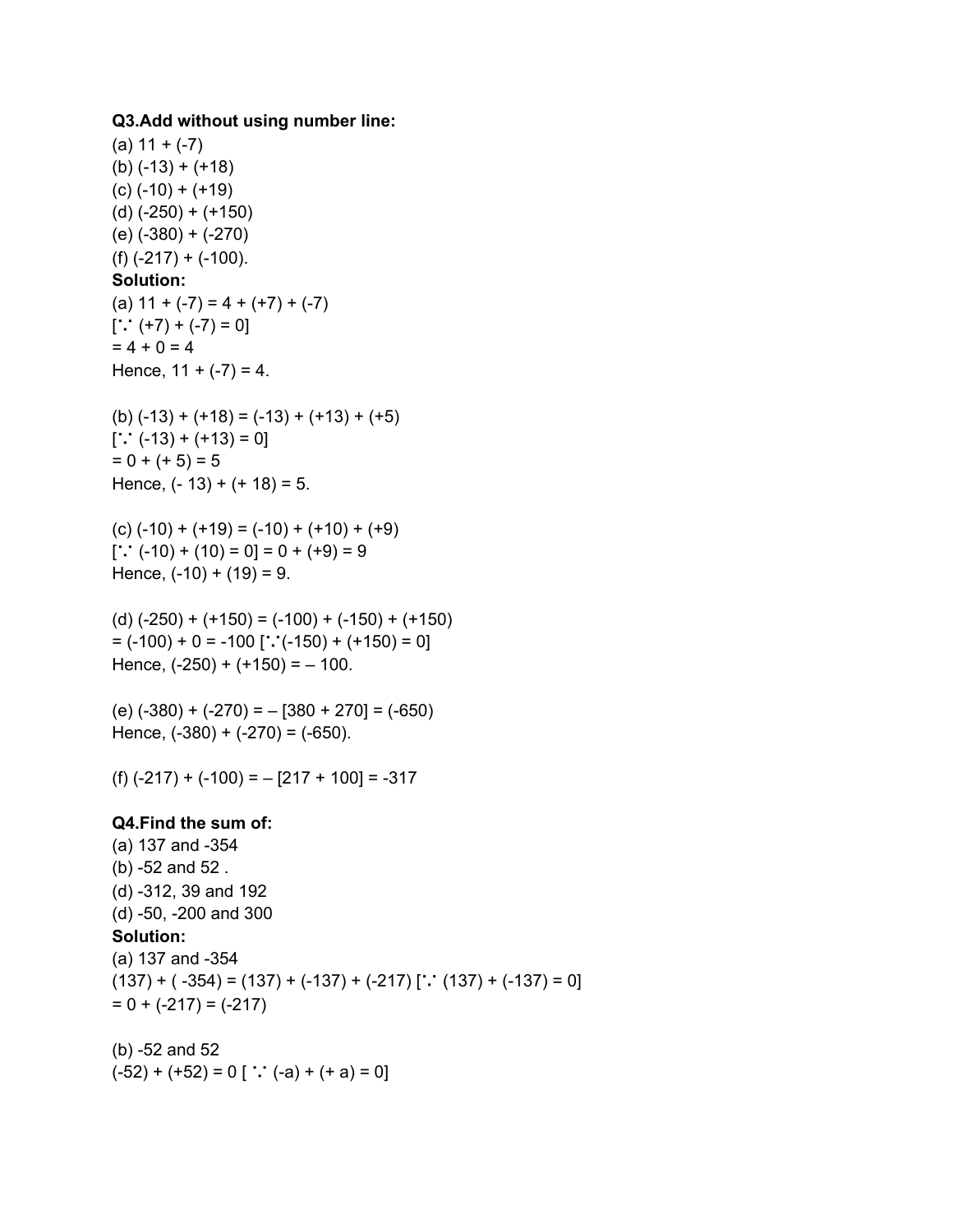**Q3. Add without using number line:**

(a) 11 + (-7)
(b) (-13) + (+18)
(c) (-10) + (+19)
(d) (-250) + (+150)
(e) (-380) + (-270)
(f) (-217) + (-100).

**Solution:**

(a) 11 + (-7) = 4 + (+7) + (-7)
[∵ (+7) + (-7) = 0]
= 4 + 0 = 4
Hence, 11 + (-7) = 4.

(b) (-13) + (+18) = (-13) + (+13) + (+5)
[∵ (-13) + (+13) = 0]
= 0 + (+ 5) = 5
Hence, (- 13) + (+ 18) = 5.

(c) (-10) + (+19) = (-10) + (+10) + (+9)
[∵ (-10) + (10) = 0] = 0 + (+9) = 9
Hence, (-10) + (19) = 9.

(d) (-250) + (+150) = (-100) + (-150) + (+150)
= (-100) + 0 = -100 [∵(-150) + (+150) = 0]
Hence, (-250) + (+150) = – 100.

(e) (-380) + (-270) = – [380 + 270] = (-650)
Hence, (-380) + (-270) = (-650).

(f) (-217) + (-100) = – [217 + 100] = -317

**Q4. Find the sum of:**

(a) 137 and -354
(b) -52 and 52 .
(d) -312, 39 and 192
(d) -50, -200 and 300

**Solution:**

(a) 137 and -354
(137) + ( -354) = (137) + (-137) + (-217) [∵ (137) + (-137) = 0]
= 0 + (-217) = (-217)

(b) -52 and 52
(-52) + (+52) = 0 [ ∵ (-a) + (+ a) = 0]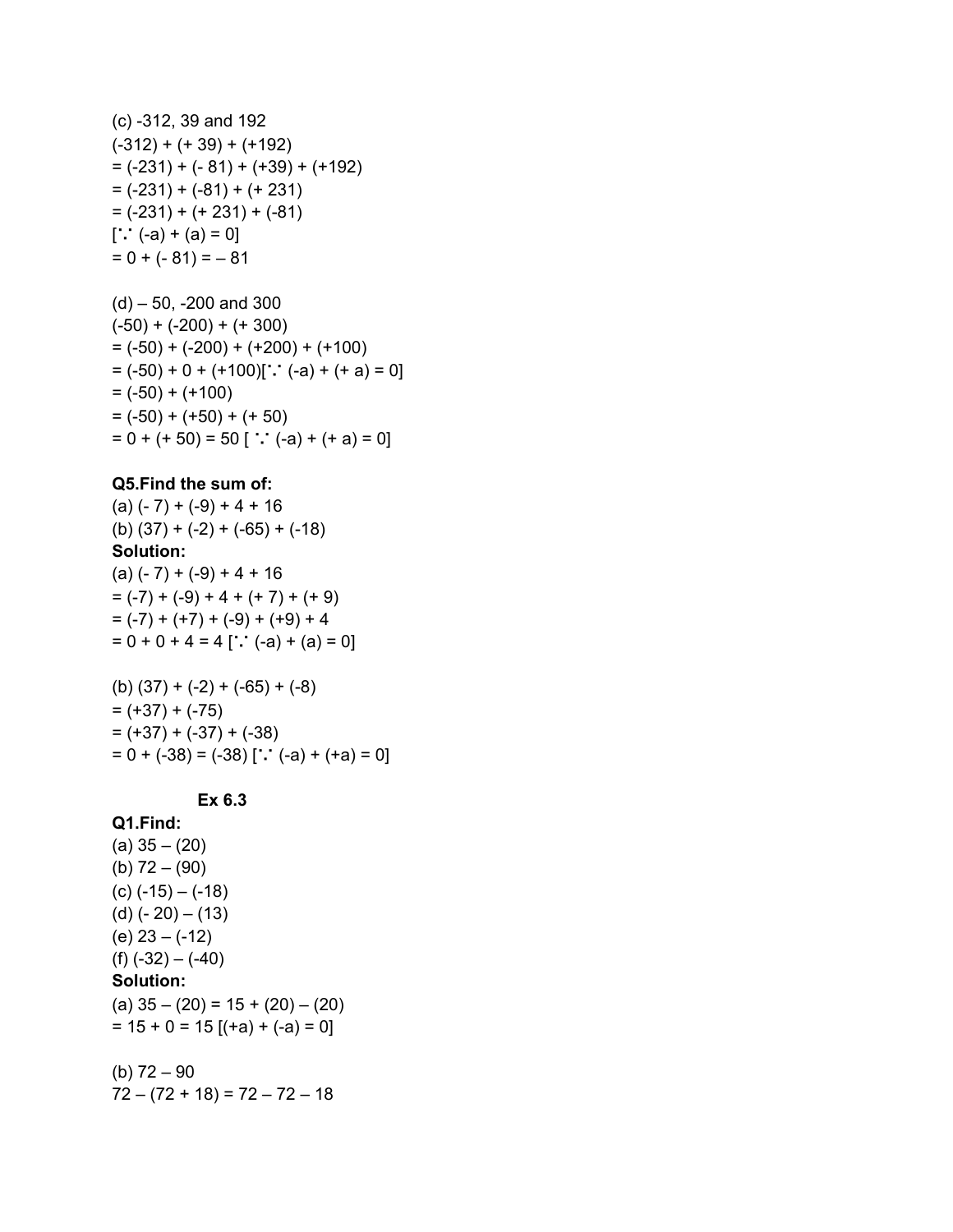(c) -312, 39 and 192

(-312) + (+ 39) + (+192)

= (-231) + (- 81) + (+39) + (+192)

= (-231) + (-81) + (+ 231)

= (-231) + (+ 231) + (-81)

[∵ (-a) + (a) = 0]

= 0 + (- 81) = – 81

(d) – 50, -200 and 300

(-50) + (-200) + (+ 300)

= (-50) + (-200) + (+200) + (+100)

= (-50) + 0 + (+100)[∵ (-a) + (+ a) = 0]

= (-50) + (+100)

= (-50) + (+50) + (+ 50)

= 0 + (+ 50) = 50 [ ∵ (-a) + (+ a) = 0]

**Q5.Find the sum of:**

(a) (- 7) + (-9) + 4 + 16

(b) (37) + (-2) + (-65) + (-18)

**Solution:**

(a) (- 7) + (-9) + 4 + 16

= (-7) + (-9) + 4 + (+ 7) + (+ 9)

= (-7) + (+7) + (-9) + (+9) + 4

= 0 + 0 + 4 = 4 [∵ (-a) + (a) = 0]

(b) (37) + (-2) + (-65) + (-8)

= (+37) + (-75)

= (+37) + (-37) + (-38)

= 0 + (-38) = (-38) [∵ (-a) + (+a) = 0]

**Ex 6.3**

**Q1.Find:**

(a) 35 – (20)

(b) 72 – (90)

(c) (-15) – (-18)

(d) (- 20) – (13)

(e) 23 – (-12)

(f) (-32) – (-40)

**Solution:**

(a) 35 – (20) = 15 + (20) – (20)

= 15 + 0 = 15 [(+a) + (-a) = 0]

(b) 72 – 90

72 – (72 + 18) = 72 – 72 – 18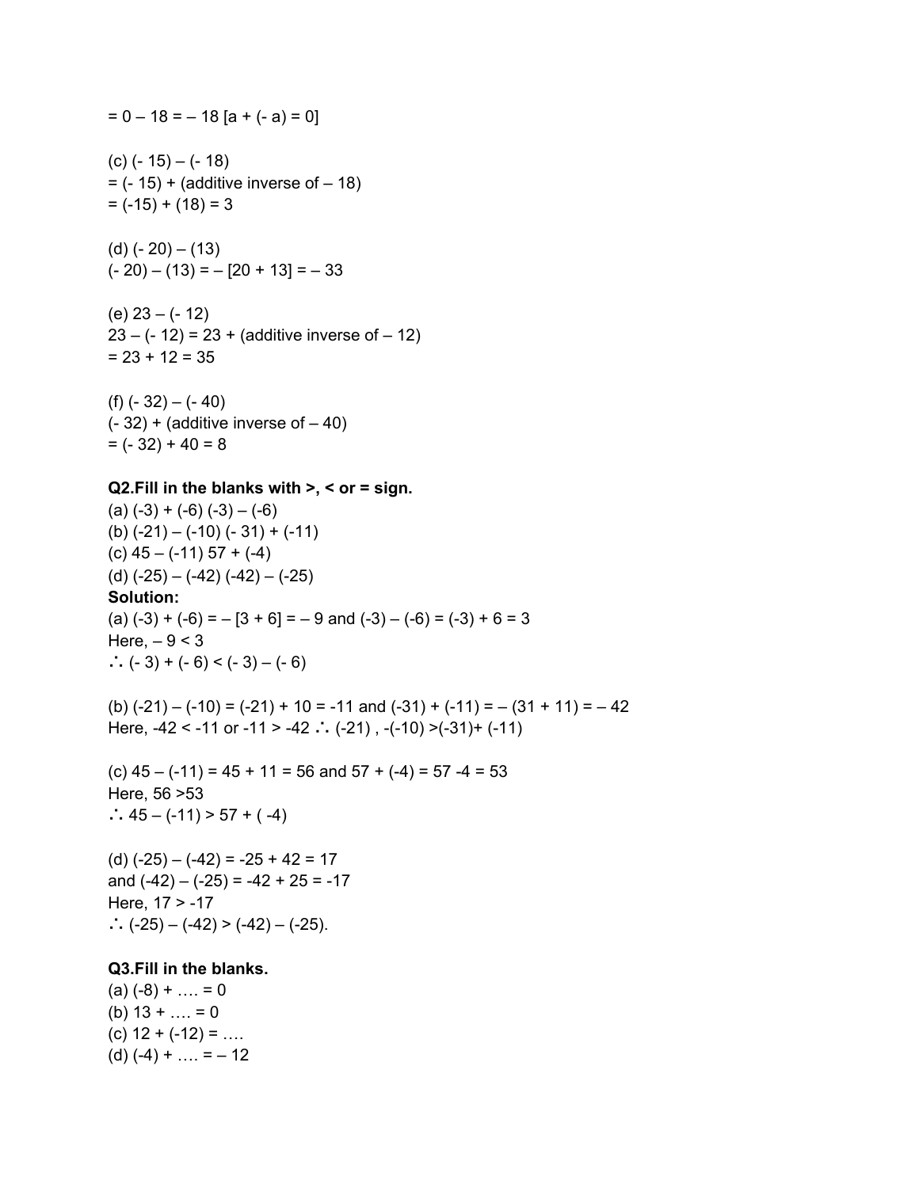$= 0 – 18 = – 18$ [$a + (- a) = 0$]

(c) $(- 15) – (- 18)$
$= (- 15) +$ (additive inverse of $– 18$)
$= (-15) + (18) = 3$

(d) $(- 20) – (13)$
$(- 20) – (13) = – [20 + 13] = – 33$

(e) $23 – (- 12)$
$23 – (- 12) = 23 +$ (additive inverse of $– 12$)
$= 23 + 12 = 35$

(f) $(- 32) – (- 40)$
$(- 32) +$ (additive inverse of $– 40$)
$= (- 32) + 40 = 8$

**Q2.Fill in the blanks with >, < or = sign.**
(a) $(-3) + (-6)$ $(-3) – (-6)$
(b) $(-21) – (-10)$ $(- 31) + (-11)$
(c) $45 – (-11)$ $57 + (-4)$
(d) $(-25) – (-42)$ $(-42) – (-25)$
**Solution:**
(a) $(-3) + (-6) = – [3 + 6] = – 9$ and $(-3) – (-6) = (-3) + 6 = 3$
Here, $– 9 < 3$
$\therefore (- 3) + (- 6) < (- 3) – (- 6)$

(b) $(-21) – (-10) = (-21) + 10 = -11$ and $(-31) + (-11) = – (31 + 11) = – 42$
Here, $-42 < -11$ or $-11 > -42$ $\therefore$ $(-21)$ , $-(-10) >(-31)+ (-11)$

(c) $45 – (-11) = 45 + 11 = 56$ and $57 + (-4) = 57 -4 = 53$
Here, $56 >53$
$\therefore 45 – (-11) > 57 + ( -4)$

(d) $(-25) – (-42) = -25 + 42 = 17$
and $(-42) – (-25) = -42 + 25 = -17$
Here, $17 > -17$
$\therefore (-25) – (-42) > (-42) – (-25)$.

**Q3.Fill in the blanks.**
(a) $(-8) +$ …. $= 0$
(b) $13 +$ …. $= 0$
(c) $12 + (-12) =$ ….
(d) $(-4) +$ …. $= – 12$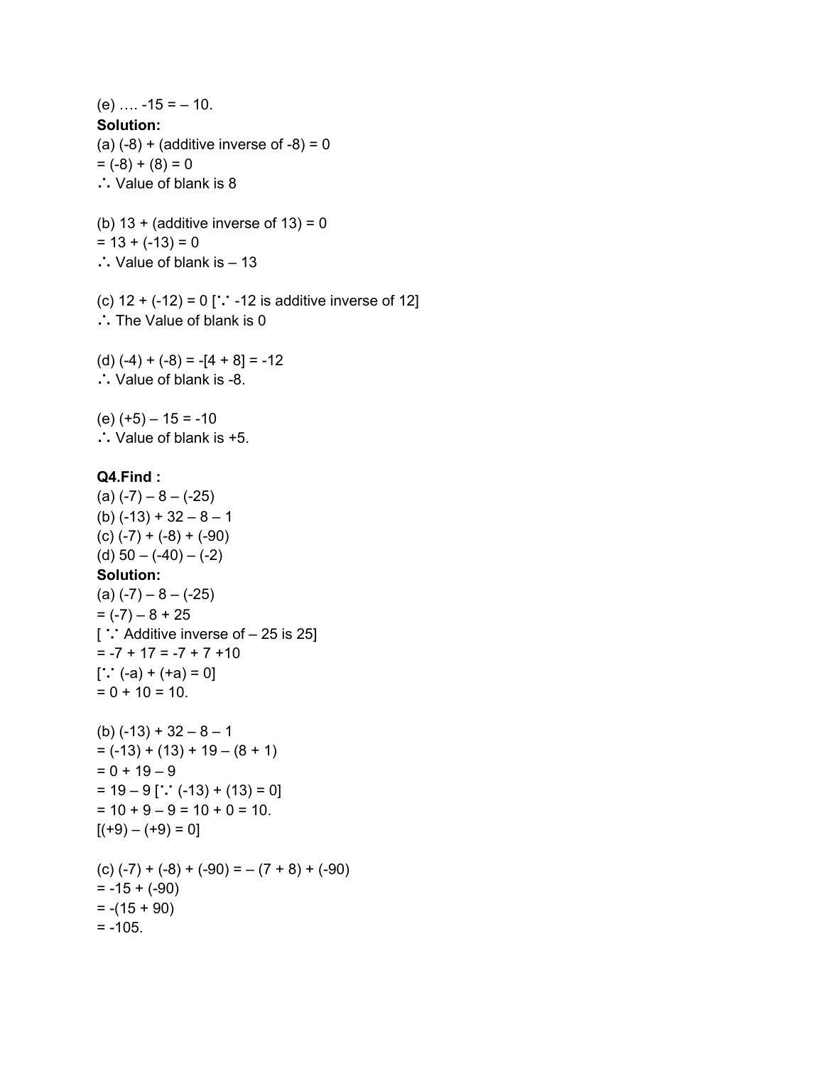(e) …. -15 = – 10.

**Solution:**

(a) (-8) + (additive inverse of -8) = 0

= (-8) + (8) = 0

∴ Value of blank is 8

(b) 13 + (additive inverse of 13) = 0

= 13 + (-13) = 0

∴ Value of blank is – 13

(c) 12 + (-12) = 0 [∵ -12 is additive inverse of 12]

∴ The Value of blank is 0

(d) (-4) + (-8) = -[4 + 8] = -12

∴ Value of blank is -8.

(e) (+5) – 15 = -10

∴ Value of blank is +5.

**Q4.Find :**

(a) (-7) – 8 – (-25)

(b) (-13) + 32 – 8 – 1

(c) (-7) + (-8) + (-90)

(d) 50 – (-40) – (-2)

**Solution:**

(a) (-7) – 8 – (-25)

= (-7) – 8 + 25

[ ∵ Additive inverse of – 25 is 25]

= -7 + 17 = -7 + 7 +10

[∵ (-a) + (+a) = 0]

= 0 + 10 = 10.

(b) (-13) + 32 – 8 – 1

= (-13) + (13) + 19 – (8 + 1)

= 0 + 19 – 9

= 19 – 9 [∵ (-13) + (13) = 0]

= 10 + 9 – 9 = 10 + 0 = 10.

[(+9) – (+9) = 0]

(c) (-7) + (-8) + (-90) = – (7 + 8) + (-90)

= -15 + (-90)

= -(15 + 90)

= -105.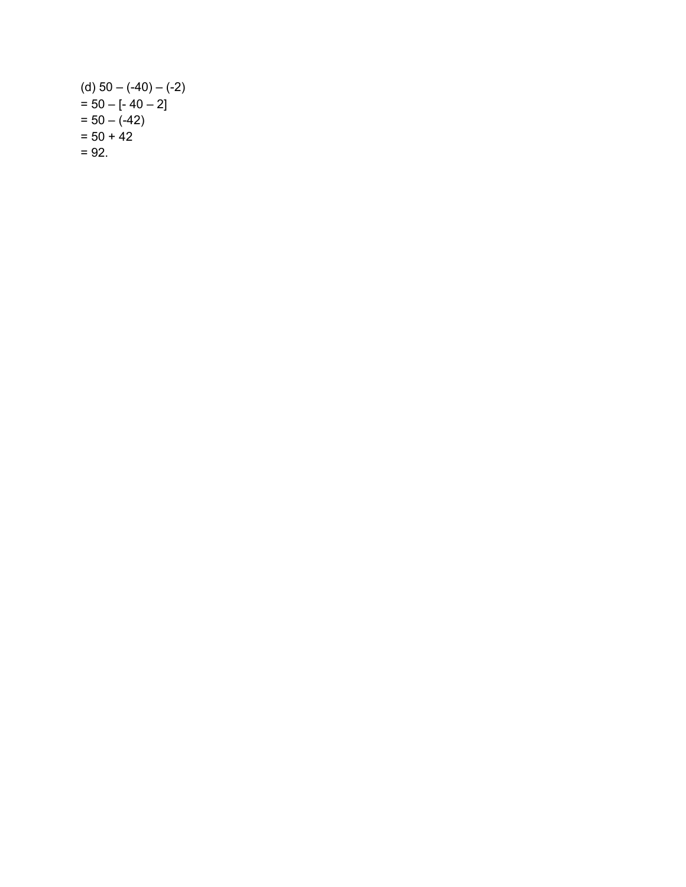(d) $50 – (-40) – (-2)$

$= 50 – [- 40 – 2]$

$= 50 – (-42)$

$= 50 + 42$

$= 92$.